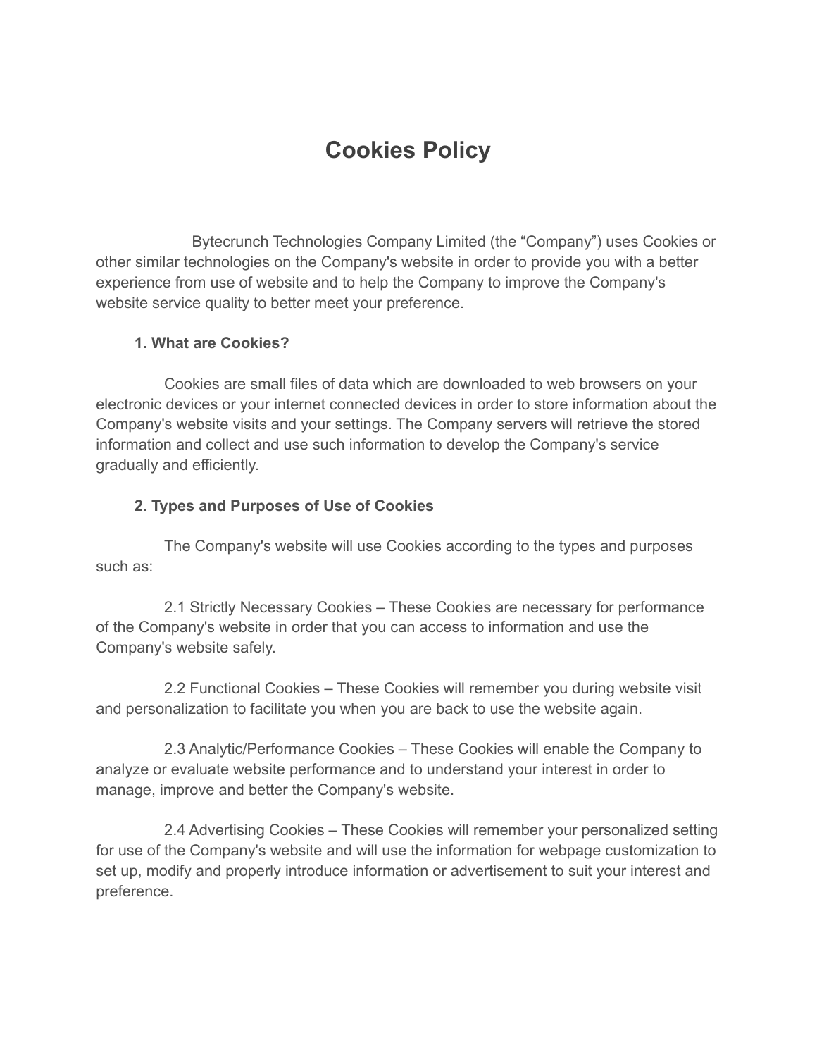# Cookies Policy

Bytecrunch Technologies Company Limited (the "Company") uses Cookies or other similar technologies on the Company's website in order to provide you with a better experience from use of website and to help the Company to improve the Company's website service quality to better meet your preference.

### 1. What are Cookies?

Cookies are small files of data which are downloaded to web browsers on your electronic devices or your internet connected devices in order to store information about the Company's website visits and your settings. The Company servers will retrieve the stored information and collect and use such information to develop the Company's service gradually and efficiently.

### 2. Types and Purposes of Use of Cookies

The Company's website will use Cookies according to the types and purposes such as:

2.1 Strictly Necessary Cookies – These Cookies are necessary for performance of the Company's website in order that you can access to information and use the Company's website safely.

2.2 Functional Cookies – These Cookies will remember you during website visit and personalization to facilitate you when you are back to use the website again.

2.3 Analytic/Performance Cookies – These Cookies will enable the Company to analyze or evaluate website performance and to understand your interest in order to manage, improve and better the Company's website.

2.4 Advertising Cookies – These Cookies will remember your personalized setting for use of the Company's website and will use the information for webpage customization to set up, modify and properly introduce information or advertisement to suit your interest and preference.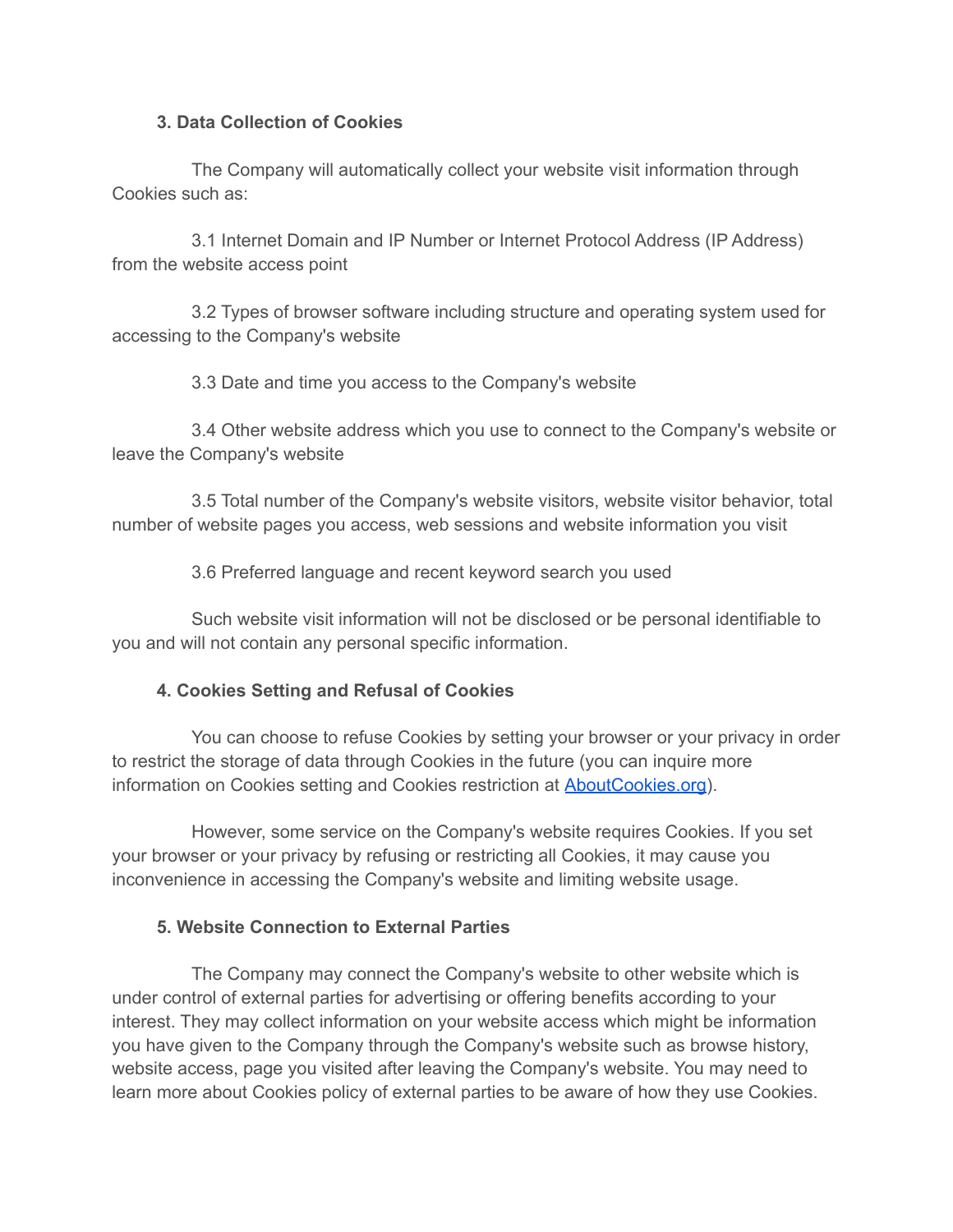### 3. Data Collection of Cookies

The Company will automatically collect your website visit information through Cookies such as:

3.1 Internet Domain and IP Number or Internet Protocol Address (IP Address) from the website access point

3.2 Types of browser software including structure and operating system used for accessing to the Company's website

3.3 Date and time you access to the Company's website

3.4 Other website address which you use to connect to the Company's website or leave the Company's website

3.5 Total number of the Company's website visitors, website visitor behavior, total number of website pages you access, web sessions and website information you visit

3.6 Preferred language and recent keyword search you used

Such website visit information will not be disclosed or be personal identifiable to you and will not contain any personal specific information.

### 4. Cookies Setting and Refusal of Cookies

You can choose to refuse Cookies by setting your browser or your privacy in order to restrict the storage of data through Cookies in the future (you can inquire more information on Cookies setting and Cookies restriction at [AboutCookies.org](AboutCookies.org)).

However, some service on the Company's website requires Cookies. If you set your browser or your privacy by refusing or restricting all Cookies, it may cause you inconvenience in accessing the Company's website and limiting website usage.

### 5. Website Connection to External Parties

The Company may connect the Company's website to other website which is under control of external parties for advertising or offering benefits according to your interest. They may collect information on your website access which might be information you have given to the Company through the Company's website such as browse history, website access, page you visited after leaving the Company's website. You may need to learn more about Cookies policy of external parties to be aware of how they use Cookies.